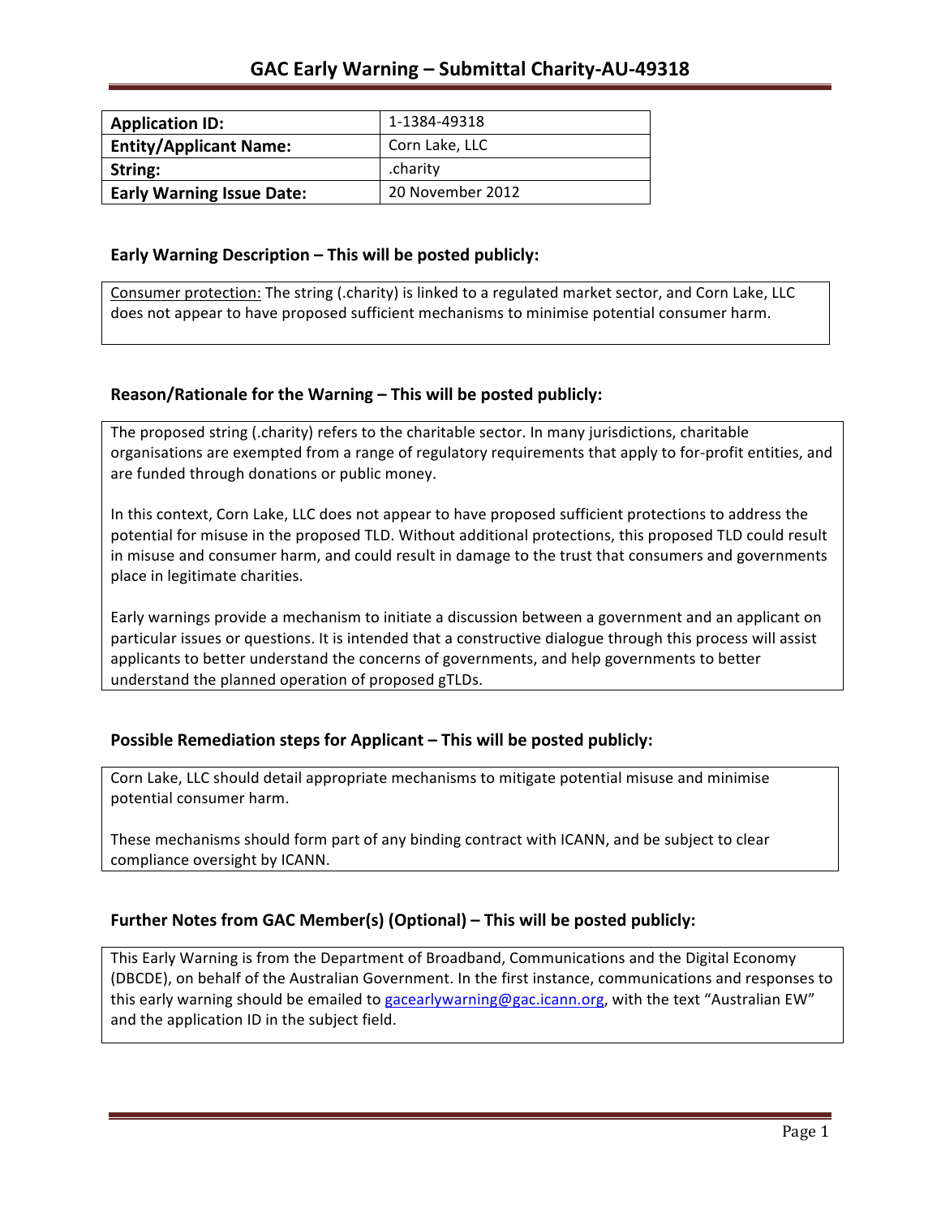# GAC Early Warning – Submittal Charity-AU-49318

| Application ID: | 1-1384-49318 |
|---|---|
| Entity/Applicant Name: | Corn Lake, LLC |
| String: | .charity |
| Early Warning Issue Date: | 20 November 2012 |

## Early Warning Description – This will be posted publicly:

Consumer protection: The string (.charity) is linked to a regulated market sector, and Corn Lake, LLC does not appear to have proposed sufficient mechanisms to minimise potential consumer harm.

## Reason/Rationale for the Warning – This will be posted publicly:

The proposed string (.charity) refers to the charitable sector. In many jurisdictions, charitable organisations are exempted from a range of regulatory requirements that apply to for-profit entities, and are funded through donations or public money.

In this context, Corn Lake, LLC does not appear to have proposed sufficient protections to address the potential for misuse in the proposed TLD. Without additional protections, this proposed TLD could result in misuse and consumer harm, and could result in damage to the trust that consumers and governments place in legitimate charities.

Early warnings provide a mechanism to initiate a discussion between a government and an applicant on particular issues or questions. It is intended that a constructive dialogue through this process will assist applicants to better understand the concerns of governments, and help governments to better understand the planned operation of proposed gTLDs.

## Possible Remediation steps for Applicant – This will be posted publicly:

Corn Lake, LLC should detail appropriate mechanisms to mitigate potential misuse and minimise potential consumer harm.

These mechanisms should form part of any binding contract with ICANN, and be subject to clear compliance oversight by ICANN.

## Further Notes from GAC Member(s) (Optional) – This will be posted publicly:

This Early Warning is from the Department of Broadband, Communications and the Digital Economy (DBCDE), on behalf of the Australian Government. In the first instance, communications and responses to this early warning should be emailed to gacearlywarning@gac.icann.org, with the text "Australian EW" and the application ID in the subject field.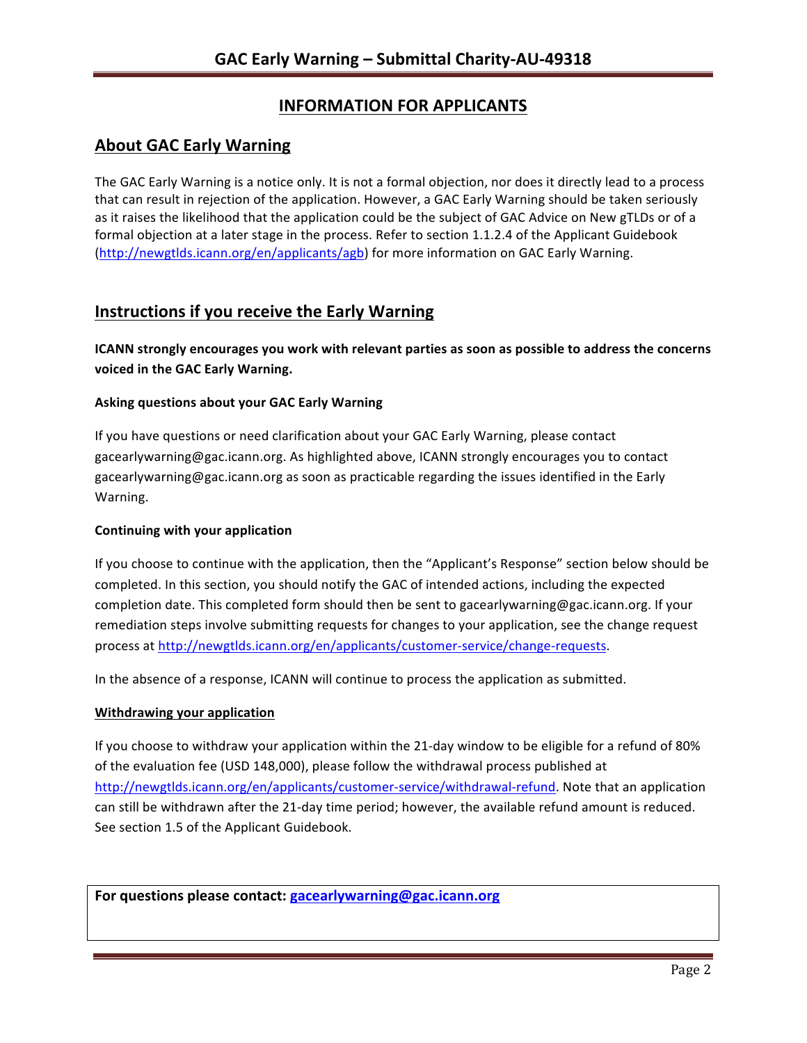## INFORMATION FOR APPLICANTS

## About GAC Early Warning

The GAC Early Warning is a notice only. It is not a formal objection, nor does it directly lead to a process that can result in rejection of the application. However, a GAC Early Warning should be taken seriously as it raises the likelihood that the application could be the subject of GAC Advice on New gTLDs or of a formal objection at a later stage in the process. Refer to section 1.1.2.4 of the Applicant Guidebook (http://newgtlds.icann.org/en/applicants/agb) for more information on GAC Early Warning.

## Instructions if you receive the Early Warning

**ICANN strongly encourages you work with relevant parties as soon as possible to address the concerns voiced in the GAC Early Warning.**

### Asking questions about your GAC Early Warning

If you have questions or need clarification about your GAC Early Warning, please contact gacearlywarning@gac.icann.org. As highlighted above, ICANN strongly encourages you to contact gacearlywarning@gac.icann.org as soon as practicable regarding the issues identified in the Early Warning.

### Continuing with your application

If you choose to continue with the application, then the "Applicant's Response" section below should be completed. In this section, you should notify the GAC of intended actions, including the expected completion date. This completed form should then be sent to gacearlywarning@gac.icann.org. If your remediation steps involve submitting requests for changes to your application, see the change request process at http://newgtlds.icann.org/en/applicants/customer-service/change-requests.

In the absence of a response, ICANN will continue to process the application as submitted.

### Withdrawing your application

If you choose to withdraw your application within the 21-day window to be eligible for a refund of 80% of the evaluation fee (USD 148,000), please follow the withdrawal process published at http://newgtlds.icann.org/en/applicants/customer-service/withdrawal-refund. Note that an application can still be withdrawn after the 21-day time period; however, the available refund amount is reduced. See section 1.5 of the Applicant Guidebook.

**For questions please contact: gacearlywarning@gac.icann.org**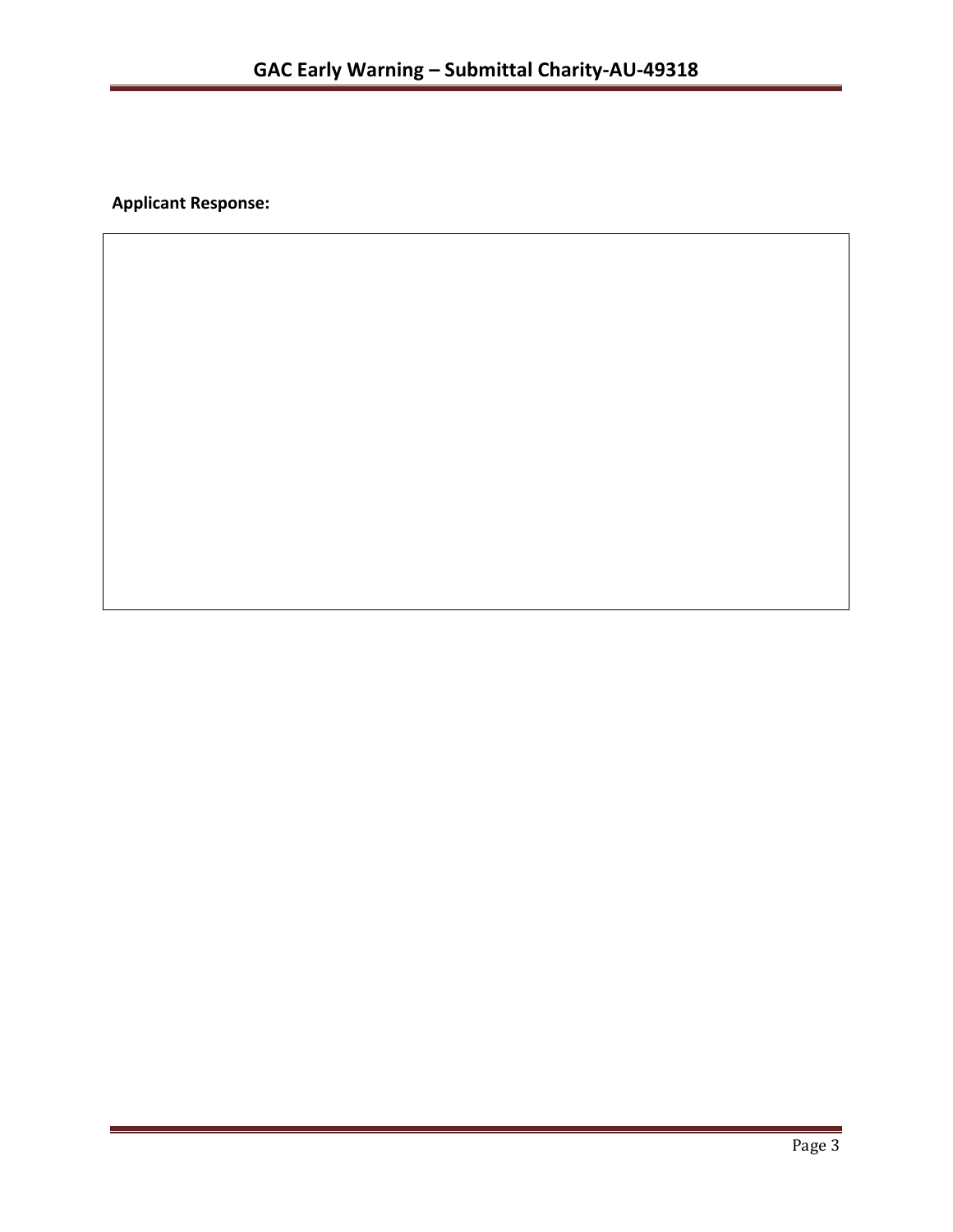**Applicant Response:**